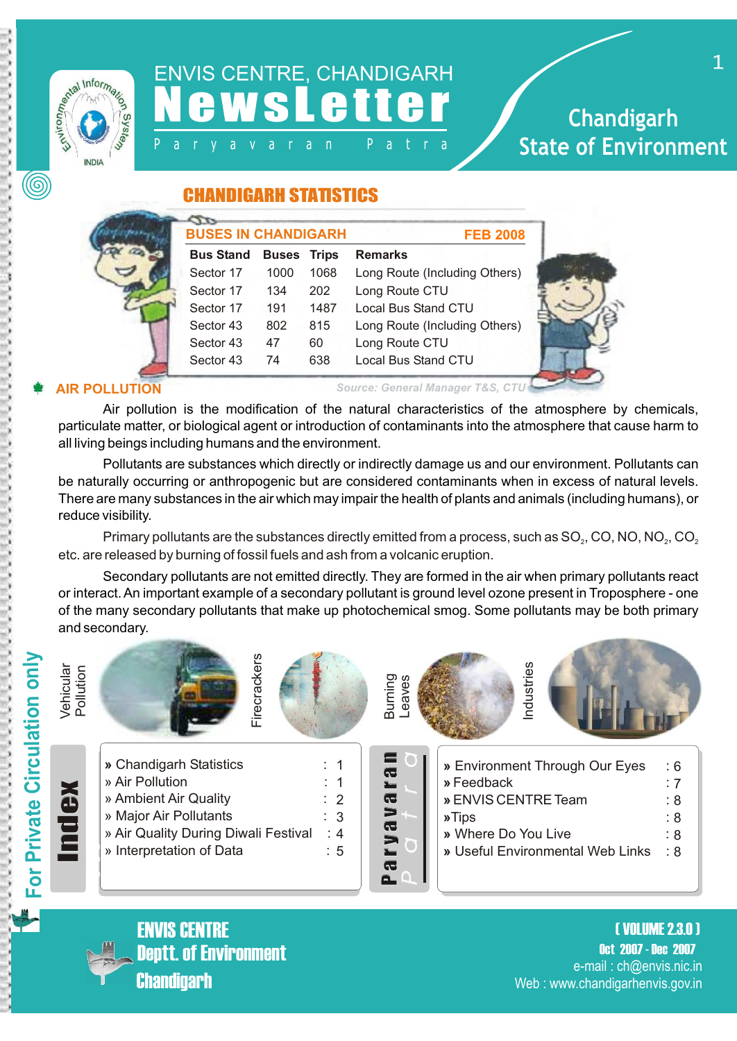# ENVIS CENTRE, CHANDIGARH NewsLetter

Paryavaran Patra

## Chandigarh State of Environment

## CHANDIGARH STATISTICS

| BUSES IN CHANDIGARH | | | FEB 2008 |
|---|---|---|---|
| **Bus Stand** | **Buses** | **Trips** | **Remarks** |
| Sector 17 | 1000 | 1068 | Long Route (Including Others) |
| Sector 17 | 134 | 202 | Long Route CTU |
| Sector 17 | 191 | 1487 | Local Bus Stand CTU |
| Sector 43 | 802 | 815 | Long Route (Including Others) |
| Sector 43 | 47 | 60 | Long Route CTU |
| Sector 43 | 74 | 638 | Local Bus Stand CTU |

*Source: General Manager T&S, CTU*

## AIR POLLUTION

Air pollution is the modification of the natural characteristics of the atmosphere by chemicals, particulate matter, or biological agent or introduction of contaminants into the atmosphere that cause harm to all living beings including humans and the environment.

Pollutants are substances which directly or indirectly damage us and our environment. Pollutants can be naturally occurring or anthropogenic but are considered contaminants when in excess of natural levels. There are many substances in the air which may impair the health of plants and animals (including humans), or reduce visibility.

Primary pollutants are the substances directly emitted from a process, such as $SO_2$, CO, NO, $NO_2$, $CO_2$ etc. are released by burning of fossil fuels and ash from a volcanic eruption.

Secondary pollutants are not emitted directly. They are formed in the air when primary pollutants react or interact. An important example of a secondary pollutant is ground level ozone present in Troposphere - one of the many secondary pollutants that make up photochemical smog. Some pollutants may be both primary and secondary.

Vehicular Pollution | Firecrackers | Burning Leaves | Industries

## Index

- » Chandigarh Statistics : 1
- » Air Pollution : 1
- » Ambient Air Quality : 2
- » Major Air Pollutants : 3
- » Air Quality During Diwali Festival : 4
- » Interpretation of Data : 5
- » Environment Through Our Eyes : 6
- » Feedback : 7
- » ENVIS CENTRE Team : 8
- »Tips : 8
- » Where Do You Live : 8
- » Useful Environmental Web Links : 8

For Private Circulation only

**ENVIS CENTRE**
**Deptt. of Environment**
**Chandigarh**

**[ VOLUME 2.3.0 ]**
**Oct 2007 - Dec 2007**
e-mail : ch@envis.nic.in
Web : www.chandigarhenvis.gov.in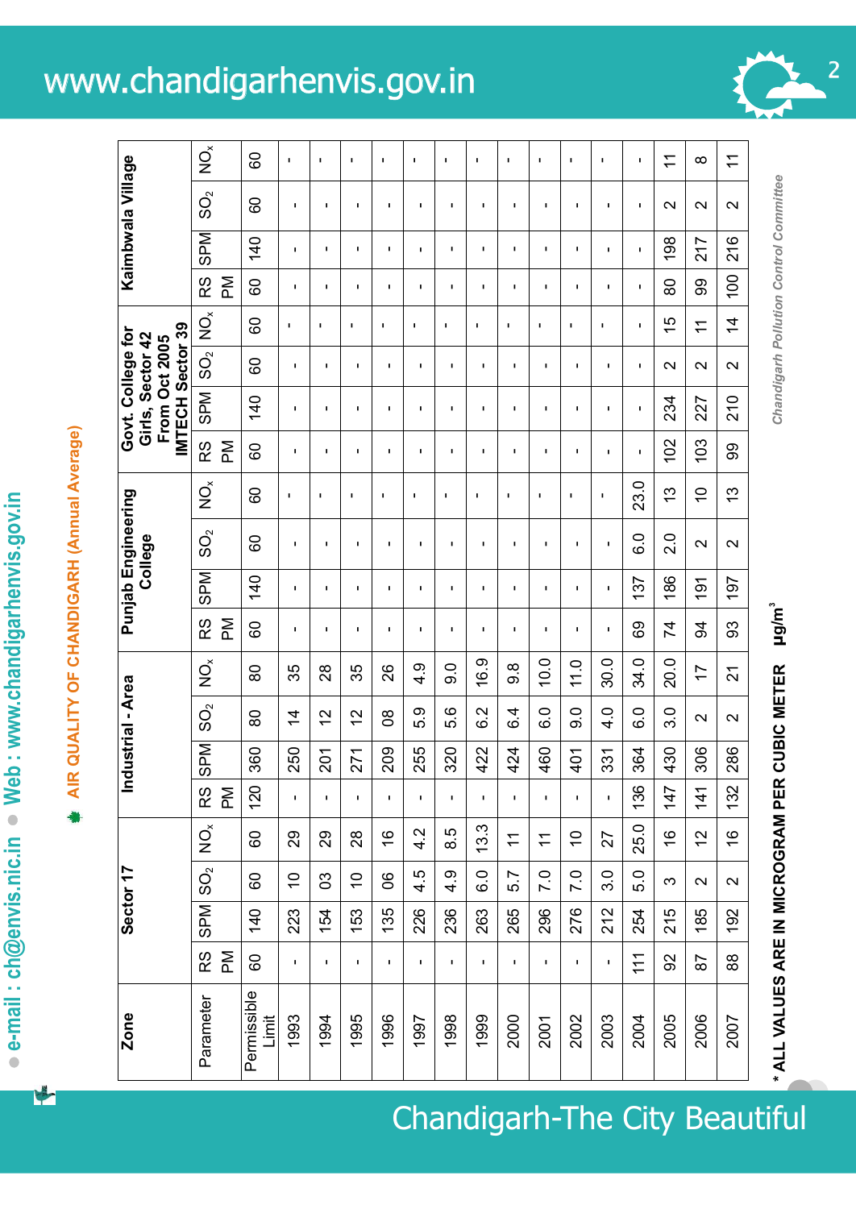## AIR QUALITY OF CHANDIGARH (Annual Average)

| Zone | Sector 17 | | | | Industrial - Area | | | | Punjab Engineering College | | | | Govt. College for Girls, Sector 42 From Oct 2005 IMTECH Sector 39 | | | | Kaimbwala Village | | | |
|---|---|---|---|---|---|---|---|---|---|---|---|---|---|---|---|---|---|---|---|---|
| Parameter | RSPM | SPM | $SO_2$ | $NO_x$ | RSPM | SPM | $SO_2$ | $NO_x$ | RSPM | SPM | $SO_2$ | $NO_x$ | RSPM | SPM | $SO_2$ | $NO_x$ | RSPM | SPM | $SO_2$ | $NO_x$ |
| Permissible Limit | 60 | 140 | 60 | 60 | 120 | 360 | 80 | 80 | 60 | 140 | 60 | 60 | 60 | 140 | 60 | 60 | 60 | 140 | 60 | 60 |
| 1993 | - | 223 | 10 | 29 | - | 250 | 14 | 35 | - | - | - | - | - | - | - | - | - | - | - | - |
| 1994 | - | 154 | 03 | 29 | - | 201 | 12 | 28 | - | - | - | - | - | - | - | - | - | - | - | - |
| 1995 | - | 153 | 10 | 28 | - | 271 | 12 | 35 | - | - | - | - | - | - | - | - | - | - | - | - |
| 1996 | - | 135 | 06 | 16 | - | 209 | 08 | 26 | - | - | - | - | - | - | - | - | - | - | - | - |
| 1997 | - | 226 | 4.5 | 4.2 | - | 255 | 5.9 | 4.9 | - | - | - | - | - | - | - | - | - | - | - | - |
| 1998 | - | 236 | 4.9 | 8.5 | - | 320 | 5.6 | 9.0 | - | - | - | - | - | - | - | - | - | - | - | - |
| 1999 | - | 263 | 6.0 | 13.3 | - | 422 | 6.2 | 16.9 | - | - | - | - | - | - | - | - | - | - | - | - |
| 2000 | - | 265 | 5.7 | 11 | - | 424 | 6.4 | 9.8 | - | - | - | - | - | - | - | - | - | - | - | - |
| 2001 | - | 296 | 7.0 | 11 | - | 460 | 6.0 | 10.0 | - | - | - | - | - | - | - | - | - | - | - | - |
| 2002 | - | 276 | 7.0 | 10 | - | 401 | 9.0 | 11.0 | - | - | - | - | - | - | - | - | - | - | - | - |
| 2003 | - | 212 | 3.0 | 27 | - | 331 | 4.0 | 30.0 | - | - | - | - | - | - | - | - | - | - | - | - |
| 2004 | 111 | 254 | 5.0 | 25.0 | 136 | 364 | 6.0 | 34.0 | 69 | 137 | 6.0 | 23.0 | - | - | - | - | - | - | - | - |
| 2005 | 92 | 215 | 3 | 16 | 147 | 430 | 3.0 | 20.0 | 74 | 186 | 2.0 | 13 | 102 | 234 | 2 | 15 | 80 | 198 | 2 | 11 |
| 2006 | 87 | 185 | 2 | 12 | 141 | 306 | 2 | 17 | 94 | 191 | 2 | 10 | 103 | 227 | 2 | 11 | 99 | 217 | 2 | 8 |
| 2007 | 88 | 192 | 2 | 16 | 132 | 286 | 2 | 21 | 93 | 197 | 2 | 13 | 99 | 210 | 2 | 14 | 100 | 216 | 2 | 11 |

**\* ALL VALUES ARE IN MICROGRAM PER CUBIC METER µg/m³**

*Chandigarh Pollution Control Committee*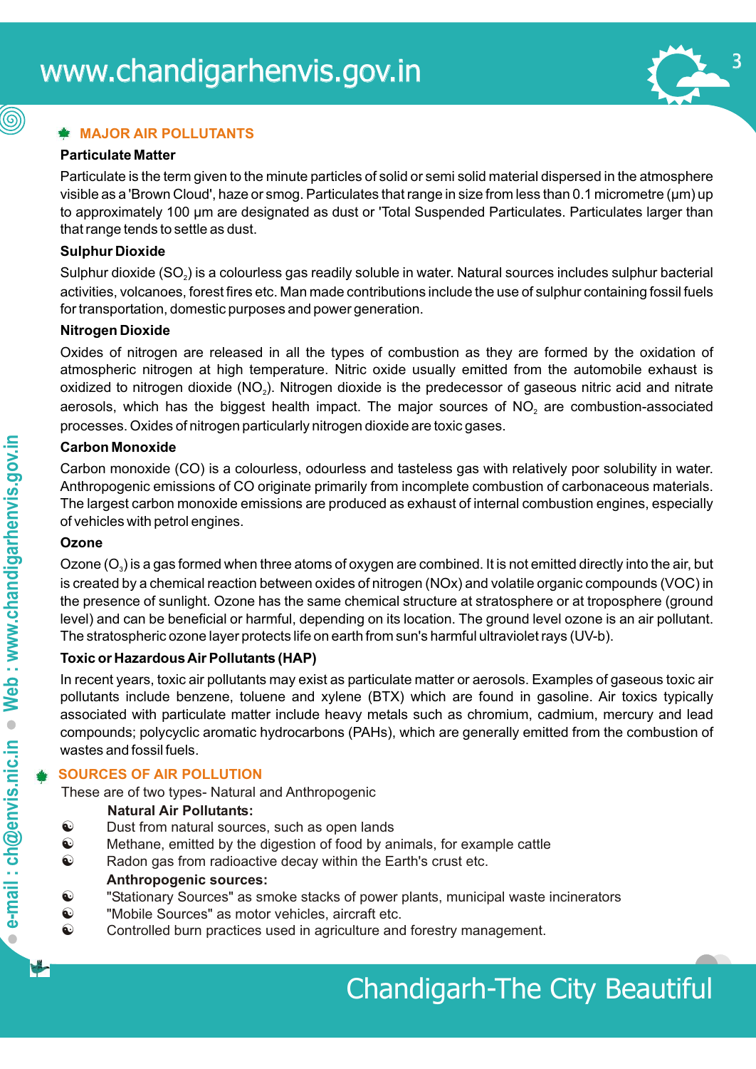## MAJOR AIR POLLUTANTS

### Particulate Matter

Particulate is the term given to the minute particles of solid or semi solid material dispersed in the atmosphere visible as a 'Brown Cloud', haze or smog. Particulates that range in size from less than 0.1 micrometre (μm) up to approximately 100 μm are designated as dust or 'Total Suspended Particulates. Particulates larger than that range tends to settle as dust.

### Sulphur Dioxide

Sulphur dioxide ($SO_2$) is a colourless gas readily soluble in water. Natural sources includes sulphur bacterial activities, volcanoes, forest fires etc. Man made contributions include the use of sulphur containing fossil fuels for transportation, domestic purposes and power generation.

### Nitrogen Dioxide

Oxides of nitrogen are released in all the types of combustion as they are formed by the oxidation of atmospheric nitrogen at high temperature. Nitric oxide usually emitted from the automobile exhaust is oxidized to nitrogen dioxide ($NO_2$). Nitrogen dioxide is the predecessor of gaseous nitric acid and nitrate aerosols, which has the biggest health impact. The major sources of $NO_2$ are combustion-associated processes. Oxides of nitrogen particularly nitrogen dioxide are toxic gases.

### Carbon Monoxide

Carbon monoxide (CO) is a colourless, odourless and tasteless gas with relatively poor solubility in water. Anthropogenic emissions of CO originate primarily from incomplete combustion of carbonaceous materials. The largest carbon monoxide emissions are produced as exhaust of internal combustion engines, especially of vehicles with petrol engines.

### Ozone

Ozone ($O_3$) is a gas formed when three atoms of oxygen are combined. It is not emitted directly into the air, but is created by a chemical reaction between oxides of nitrogen (NOx) and volatile organic compounds (VOC) in the presence of sunlight. Ozone has the same chemical structure at stratosphere or at troposphere (ground level) and can be beneficial or harmful, depending on its location. The ground level ozone is an air pollutant. The stratospheric ozone layer protects life on earth from sun's harmful ultraviolet rays (UV-b).

### Toxic or Hazardous Air Pollutants (HAP)

In recent years, toxic air pollutants may exist as particulate matter or aerosols. Examples of gaseous toxic air pollutants include benzene, toluene and xylene (BTX) which are found in gasoline. Air toxics typically associated with particulate matter include heavy metals such as chromium, cadmium, mercury and lead compounds; polycyclic aromatic hydrocarbons (PAHs), which are generally emitted from the combustion of wastes and fossil fuels.

## SOURCES OF AIR POLLUTION

These are of two types- Natural and Anthropogenic

**Natural Air Pollutants:**

- Dust from natural sources, such as open lands
- Methane, emitted by the digestion of food by animals, for example cattle
- Radon gas from radioactive decay within the Earth's crust etc.

**Anthropogenic sources:**

- "Stationary Sources" as smoke stacks of power plants, municipal waste incinerators
- "Mobile Sources" as motor vehicles, aircraft etc.
- Controlled burn practices used in agriculture and forestry management.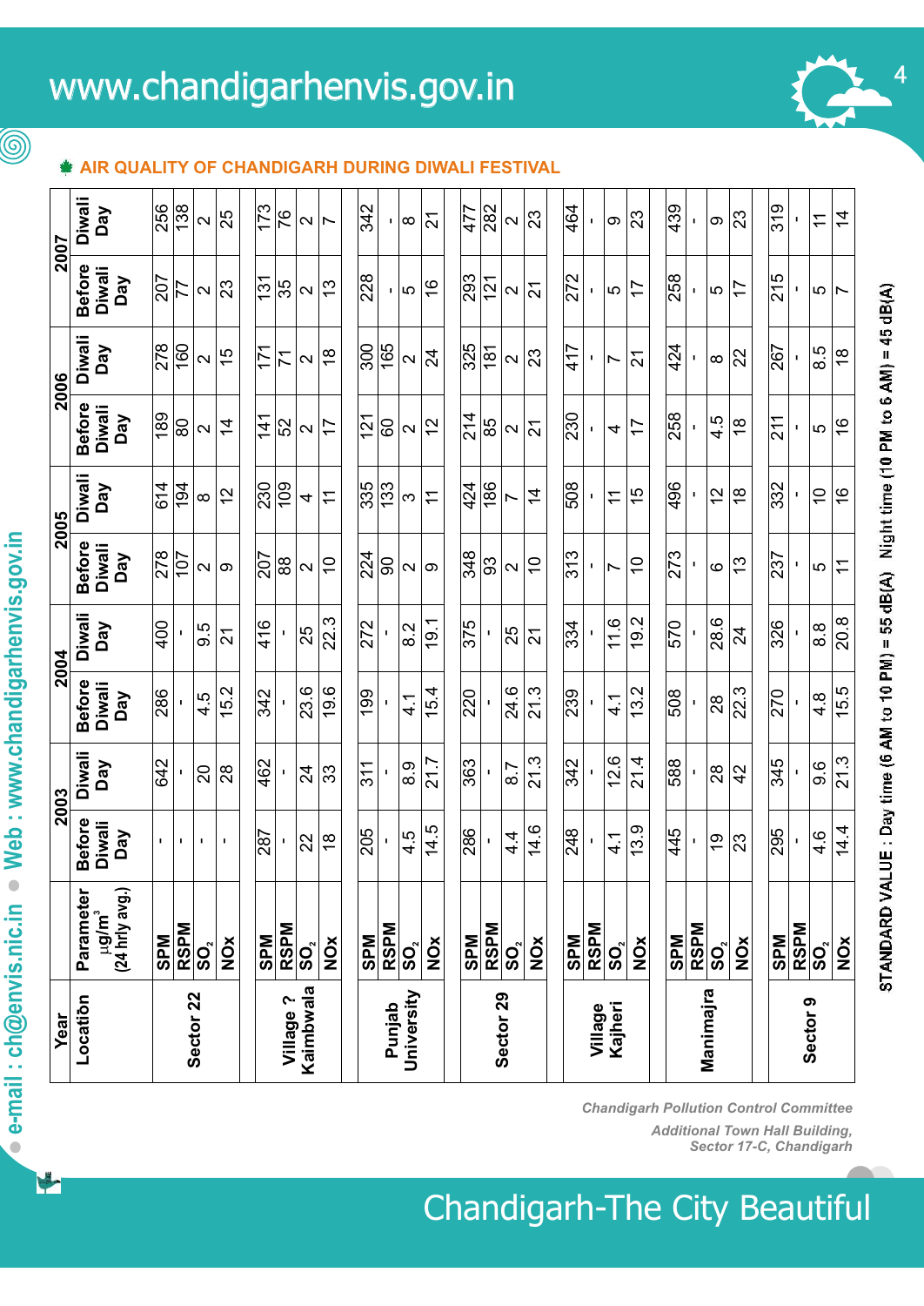## AIR QUALITY OF CHANDIGARH DURING DIWALI FESTIVAL

| Year | | 2003 | | 2004 | | 2005 | | 2006 | | 2007 | |
|---|---|---|---|---|---|---|---|---|---|---|---|
| Location | Parameter μg/m³ (24 hrly avg.) | Before Diwali Day | Diwali Day | Before Diwali Day | Diwali Day | Before Diwali Day | Diwali Day | Before Diwali Day | Diwali Day | Before Diwali Day | Diwali Day |
| Sector 22 | SPM | - | 642 | 286 | 400 | 278 | 614 | 189 | 278 | 207 | 256 |
| | RSPM | - | - | - | - | 107 | 194 | 80 | 160 | 77 | 138 |
| | $SO_2$ | - | 20 | 4.5 | 9.5 | 2 | 8 | 2 | 2 | 2 | 2 |
| | NOx | - | 28 | 15.2 | 21 | 9 | 12 | 14 | 15 | 23 | 25 |
| Village ? Kaimbwala | SPM | 287 | 462 | 342 | 416 | 207 | 230 | 141 | 171 | 131 | 173 |
| | RSPM | - | - | - | - | 88 | 109 | 52 | 71 | 35 | 76 |
| | $SO_2$ | 22 | 24 | 23.6 | 25 | 2 | 4 | 2 | 2 | 2 | 2 |
| | NOx | 18 | 33 | 19.6 | 22.3 | 10 | 11 | 17 | 18 | 13 | 7 |
| Punjab University | SPM | 205 | 311 | 199 | 272 | 224 | 335 | 121 | 300 | 228 | 342 |
| | RSPM | - | - | - | - | 90 | 133 | 60 | 165 | - | - |
| | $SO_2$ | 4.5 | 8.9 | 4.1 | 8.2 | 2 | 3 | 2 | 2 | 5 | 8 |
| | NOx | 14.5 | 21.7 | 15.4 | 19.1 | 9 | 11 | 12 | 24 | 16 | 21 |
| Sector 29 | SPM | 286 | 363 | 220 | 375 | 348 | 424 | 214 | 325 | 293 | 477 |
| | RSPM | - | - | - | - | 93 | 186 | 85 | 181 | 121 | 282 |
| | $SO_2$ | 4.4 | 8.7 | 24.6 | 25 | 2 | 7 | 2 | 2 | 2 | 2 |
| | NOx | 14.6 | 21.3 | 21.3 | 21 | 10 | 14 | 21 | 23 | 21 | 23 |
| Village Kajheri | SPM | 248 | 342 | 239 | 334 | 313 | 508 | 230 | 417 | 272 | 464 |
| | RSPM | - | - | - | - | - | - | - | - | - | - |
| | $SO_2$ | 4.1 | 12.6 | 4.1 | 11.6 | 7 | 11 | 4 | 7 | 5 | 9 |
| | NOx | 13.9 | 21.4 | 13.2 | 19.2 | 10 | 15 | 17 | 21 | 17 | 23 |
| Manimajra | SPM | 445 | 588 | 508 | 570 | 273 | 496 | 258 | 424 | 258 | 439 |
| | RSPM | - | - | - | - | - | - | - | - | - | - |
| | $SO_2$ | 19 | 28 | 28 | 28.6 | 6 | 12 | 4.5 | 8 | 5 | 9 |
| | NOx | 23 | 42 | 22.3 | 24 | 13 | 18 | 18 | 22 | 17 | 23 |
| Sector 9 | SPM | 295 | 345 | 270 | 326 | 237 | 332 | 211 | 267 | 215 | 319 |
| | RSPM | - | - | - | - | - | - | - | - | - | - |
| | $SO_2$ | 4.6 | 9.6 | 4.8 | 8.8 | 5 | 10 | 5 | 8.5 | 5 | 11 |
| | NOx | 14.4 | 21.3 | 15.5 | 20.8 | 11 | 16 | 16 | 18 | 7 | 14 |

STANDARD VALUE : Day time (6 AM to 10 PM) = 55 dB(A) Night time (10 PM to 6 AM) = 45 dB(A)

*Chandigarh Pollution Control Committee*
*Additional Town Hall Building, Sector 17-C, Chandigarh*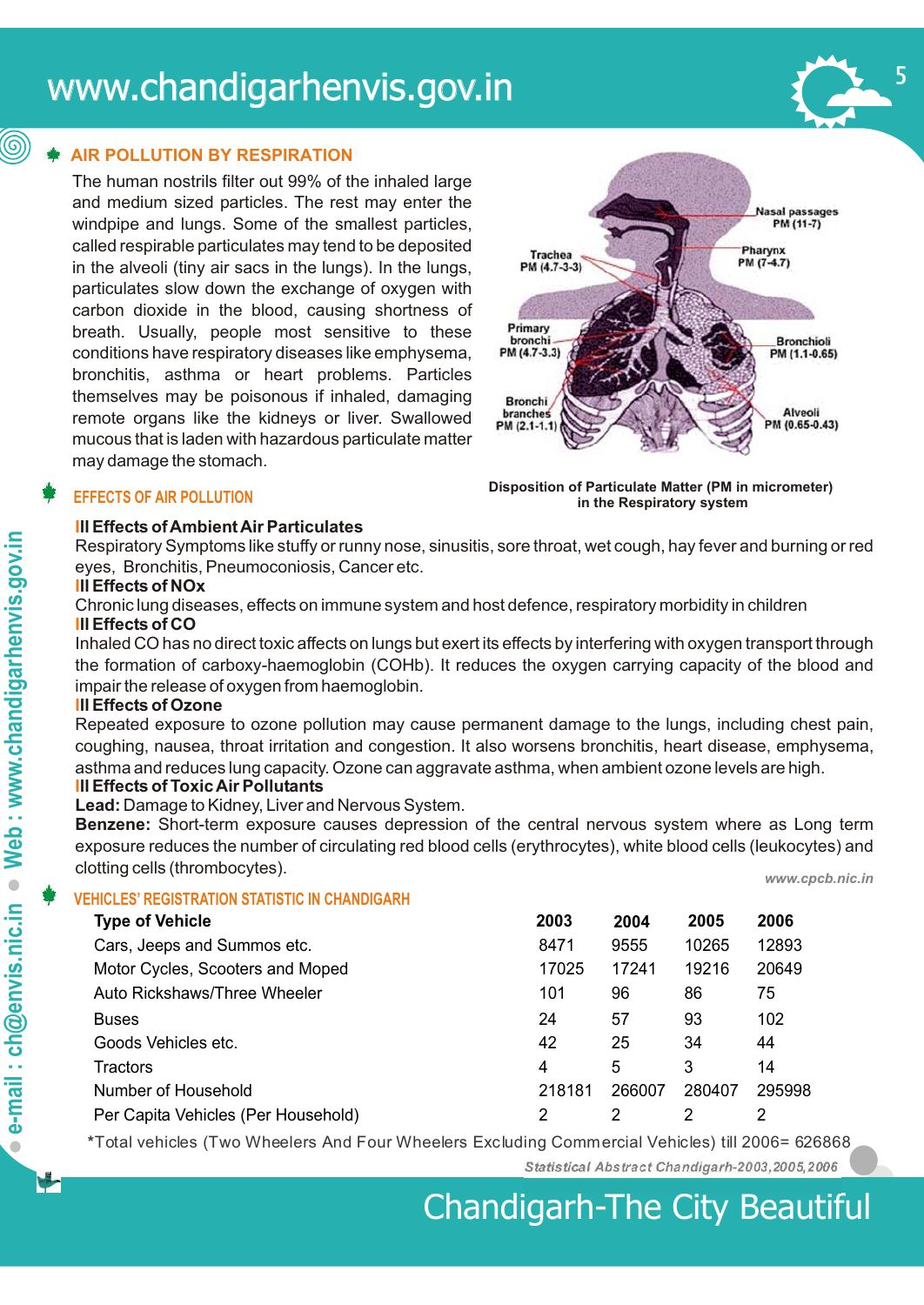## AIR POLLUTION BY RESPIRATION

The human nostrils filter out 99% of the inhaled large and medium sized particles. The rest may enter the windpipe and lungs. Some of the smallest particles, called respirable particulates may tend to be deposited in the alveoli (tiny air sacs in the lungs). In the lungs, particulates slow down the exchange of oxygen with carbon dioxide in the blood, causing shortness of breath. Usually, people most sensitive to these conditions have respiratory diseases like emphysema, bronchitis, asthma or heart problems. Particles themselves may be poisonous if inhaled, damaging remote organs like the kidneys or liver. Swallowed mucous that is laden with hazardous particulate matter may damage the stomach.

Nasal passages PM (11-7)
Pharynx PM (7-4.7)
Trachea PM (4.7-3-3)
Primary bronchi PM (4.7-3.3)
Bronchioli PM (1.1-0.65)
Bronchi branches PM (2.1-1.1)
Alveoli PM (0.65-0.43)

Disposition of Particulate Matter (PM in micrometer) in the Respiratory system

## EFFECTS OF AIR POLLUTION

**Effects of Ambient Air Particulates**

Respiratory Symptoms like stuffy or runny nose, sinusitis, sore throat, wet cough, hay fever and burning or red eyes, Bronchitis, Pneumoconiosis, Cancer etc.

**Effects of NOx**

Chronic lung diseases, effects on immune system and host defence, respiratory morbidity in children

**Effects of CO**

Inhaled CO has no direct toxic affects on lungs but exert its effects by interfering with oxygen transport through the formation of carboxy-haemoglobin (COHb). It reduces the oxygen carrying capacity of the blood and impair the release of oxygen from haemoglobin.

**Effects of Ozone**

Repeated exposure to ozone pollution may cause permanent damage to the lungs, including chest pain, coughing, nausea, throat irritation and congestion. It also worsens bronchitis, heart disease, emphysema, asthma and reduces lung capacity. Ozone can aggravate asthma, when ambient ozone levels are high.

**Effects of Toxic Air Pollutants**

**Lead:** Damage to Kidney, Liver and Nervous System.

**Benzene:** Short-term exposure causes depression of the central nervous system where as Long term exposure reduces the number of circulating red blood cells (erythrocytes), white blood cells (leukocytes) and clotting cells (thrombocytes).

*www.cpcb.nic.in*

## VEHICLES' REGISTRATION STATISTIC IN CHANDIGARH

| Type of Vehicle | 2003 | 2004 | 2005 | 2006 |
|---|---|---|---|---|
| Cars, Jeeps and Summos etc. | 8471 | 9555 | 10265 | 12893 |
| Motor Cycles, Scooters and Moped | 17025 | 17241 | 19216 | 20649 |
| Auto Rickshaws/Three Wheeler | 101 | 96 | 86 | 75 |
| Buses | 24 | 57 | 93 | 102 |
| Goods Vehicles etc. | 42 | 25 | 34 | 44 |
| Tractors | 4 | 5 | 3 | 14 |
| Number of Household | 218181 | 266007 | 280407 | 295998 |
| Per Capita Vehicles (Per Household) | 2 | 2 | 2 | 2 |

*Total vehicles (Two Wheelers And Four Wheelers Excluding Commercial Vehicles) till 2006= 626868

*Statistical Abstract Chandigarh-2003,2005,2006*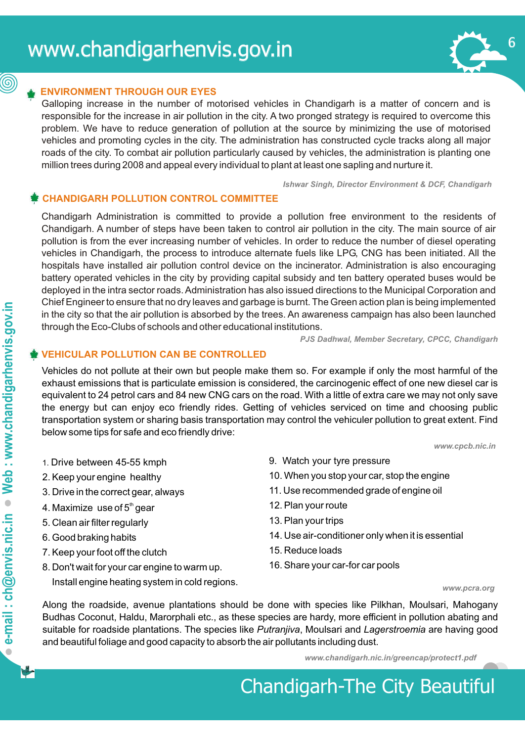## ENVIRONMENT THROUGH OUR EYES

Galloping increase in the number of motorised vehicles in Chandigarh is a matter of concern and is responsible for the increase in air pollution in the city. A two pronged strategy is required to overcome this problem. We have to reduce generation of pollution at the source by minimizing the use of motorised vehicles and promoting cycles in the city. The administration has constructed cycle tracks along all major roads of the city. To combat air pollution particularly caused by vehicles, the administration is planting one million trees during 2008 and appeal every individual to plant at least one sapling and nurture it.

*Ishwar Singh, Director Environment & DCF, Chandigarh*

## CHANDIGARH POLLUTION CONTROL COMMITTEE

Chandigarh Administration is committed to provide a pollution free environment to the residents of Chandigarh. A number of steps have been taken to control air pollution in the city. The main source of air pollution is from the ever increasing number of vehicles. In order to reduce the number of diesel operating vehicles in Chandigarh, the process to introduce alternate fuels like LPG, CNG has been initiated. All the hospitals have installed air pollution control device on the incinerator. Administration is also encouraging battery operated vehicles in the city by providing capital subsidy and ten battery operated buses would be deployed in the intra sector roads. Administration has also issued directions to the Municipal Corporation and Chief Engineer to ensure that no dry leaves and garbage is burnt. The Green action plan is being implemented in the city so that the air pollution is absorbed by the trees. An awareness campaign has also been launched through the Eco-Clubs of schools and other educational institutions.

*PJS Dadhwal, Member Secretary, CPCC, Chandigarh*

## VEHICULAR POLLUTION CAN BE CONTROLLED

Vehicles do not pollute at their own but people make them so. For example if only the most harmful of the exhaust emissions that is particulate emission is considered, the carcinogenic effect of one new diesel car is equivalent to 24 petrol cars and 84 new CNG cars on the road. With a little of extra care we may not only save the energy but can enjoy eco friendly rides. Getting of vehicles serviced on time and choosing public transportation system or sharing basis transportation may control the vehiculer pollution to great extent. Find below some tips for safe and eco friendly drive:

*www.cpcb.nic.in*

1. Drive between 45-55 kmph
2. Keep your engine healthy
3. Drive in the correct gear, always
4. Maximize use of 5$^{th}$ gear
5. Clean air filter regularly
6. Good braking habits
7. Keep your foot off the clutch
8. Don't wait for your car engine to warm up. Install engine heating system in cold regions.
9. Watch your tyre pressure
10. When you stop your car, stop the engine
11. Use recommended grade of engine oil
12. Plan your route
13. Plan your trips
14. Use air-conditioner only when it is essential
15. Reduce loads
16. Share your car-for car pools

*www.pcra.org*

Along the roadside, avenue plantations should be done with species like Pilkhan, Moulsari, Mahogany Budhas Coconut, Haldu, Marorphali etc., as these species are hardy, more efficient in pollution abating and suitable for roadside plantations. The species like *Putranjiva*, Moulsari and *Lagerstroemia* are having good and beautiful foliage and good capacity to absorb the air pollutants including dust.

*www.chandigarh.nic.in/greencap/protect1.pdf*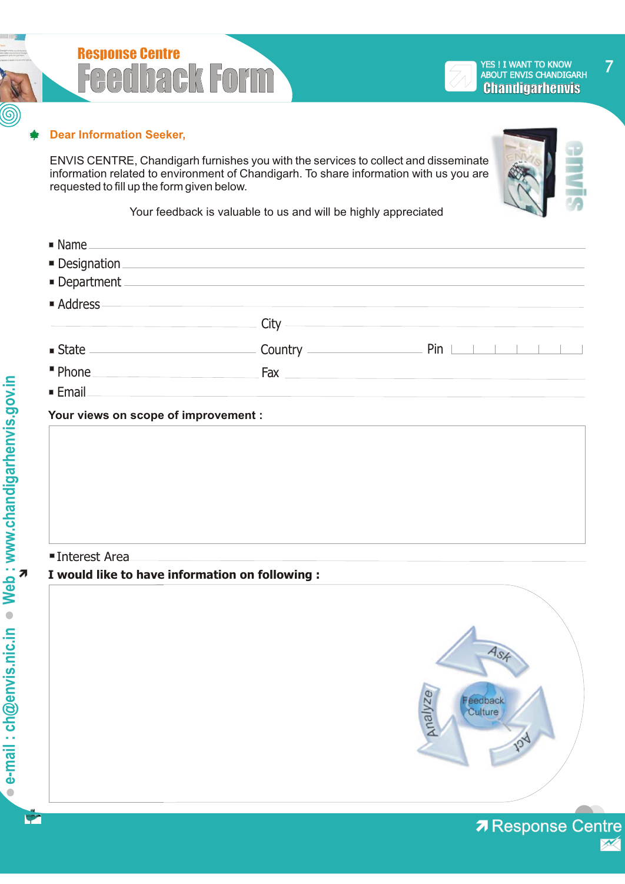Response Centre

# Feedback Form

YES ! I WANT TO KNOW ABOUT ENVIS CHANDIGARH

**Chandigarhenvis**

**Dear Information Seeker,**

ENVIS CENTRE, Chandigarh furnishes you with the services to collect and disseminate information related to environment of Chandigarh. To share information with us you are requested to fill up the form given below.

Your feedback is valuable to us and will be highly appreciated

- Name ____________________
- Designation ____________________
- Department ____________________
- Address ____________________

  City ____________________
- State ____________ Country ____________ Pin ____________
- Phone ____________ Fax ____________
- Email ____________________

**Your views on scope of improvement :**

- Interest Area ____________________

**I would like to have information on following :**

Ask · Act · Analyze · Feedback Culture

e-mail : ch@envis.nic.in • Web : www.chandigarhenvis.gov.in

Response Centre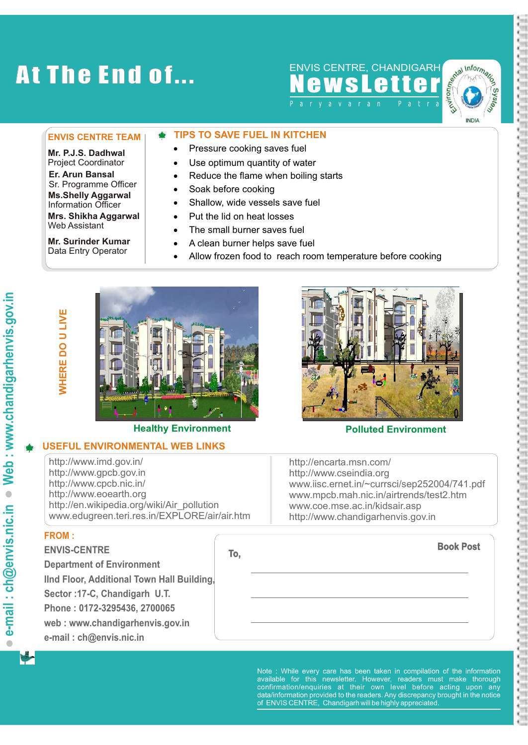# At The End of...

ENVIS CENTRE, CHANDIGARH
**NewsLetter**
Paryavaran Patra

## ENVIS CENTRE TEAM

**Mr. P.J.S. Dadhwal**
Project Coordinator

**Er. Arun Bansal**
Sr. Programme Officer

**Ms.Shelly Aggarwal**
Information Officer

**Mrs. Shikha Aggarwal**
Web Assistant

**Mr. Surinder Kumar**
Data Entry Operator

## TIPS TO SAVE FUEL IN KITCHEN

- Pressure cooking saves fuel
- Use optimum quantity of water
- Reduce the flame when boiling starts
- Soak before cooking
- Shallow, wide vessels save fuel
- Put the lid on heat losses
- The small burner saves fuel
- A clean burner helps save fuel
- Allow frozen food to reach room temperature before cooking

## WHERE DO U LIVE

Healthy Environment

Polluted Environment

## USEFUL ENVIRONMENTAL WEB LINKS

http://www.imd.gov.in/
http://www.gpcb.gov.in
http://www.cpcb.nic.in/
http://www.eoearth.org
http://en.wikipedia.org/wiki/Air_pollution
www.edugreen.teri.res.in/EXPLORE/air/air.htm
http://encarta.msn.com/
http://www.cseindia.org
www.iisc.ernet.in/~currsci/sep252004/741.pdf
www.mpcb.mah.nic.in/airtrends/test2.htm
www.coe.mse.ac.in/kidsair.asp
http://www.chandigarhenvis.gov.in

**FROM :**
ENVIS-CENTRE
Department of Environment
IInd Floor, Additional Town Hall Building,
Sector :17-C, Chandigarh U.T.
Phone : 0172-3295436, 2700065
web : www.chandigarhenvis.gov.in
e-mail : ch@envis.nic.in

**Book Post**

To,

e-mail : ch@envis.nic.in • Web : www.chandigarhenvis.gov.in

Note : While every care has been taken in compilation of the information available for this newsletter. However, readers must make thorough confirmation/enquiries at their own level before acting upon any data/information provided to the readers. Any discrepancy brought in the notice of ENVIS CENTRE, Chandigarh will be highly appreciated.